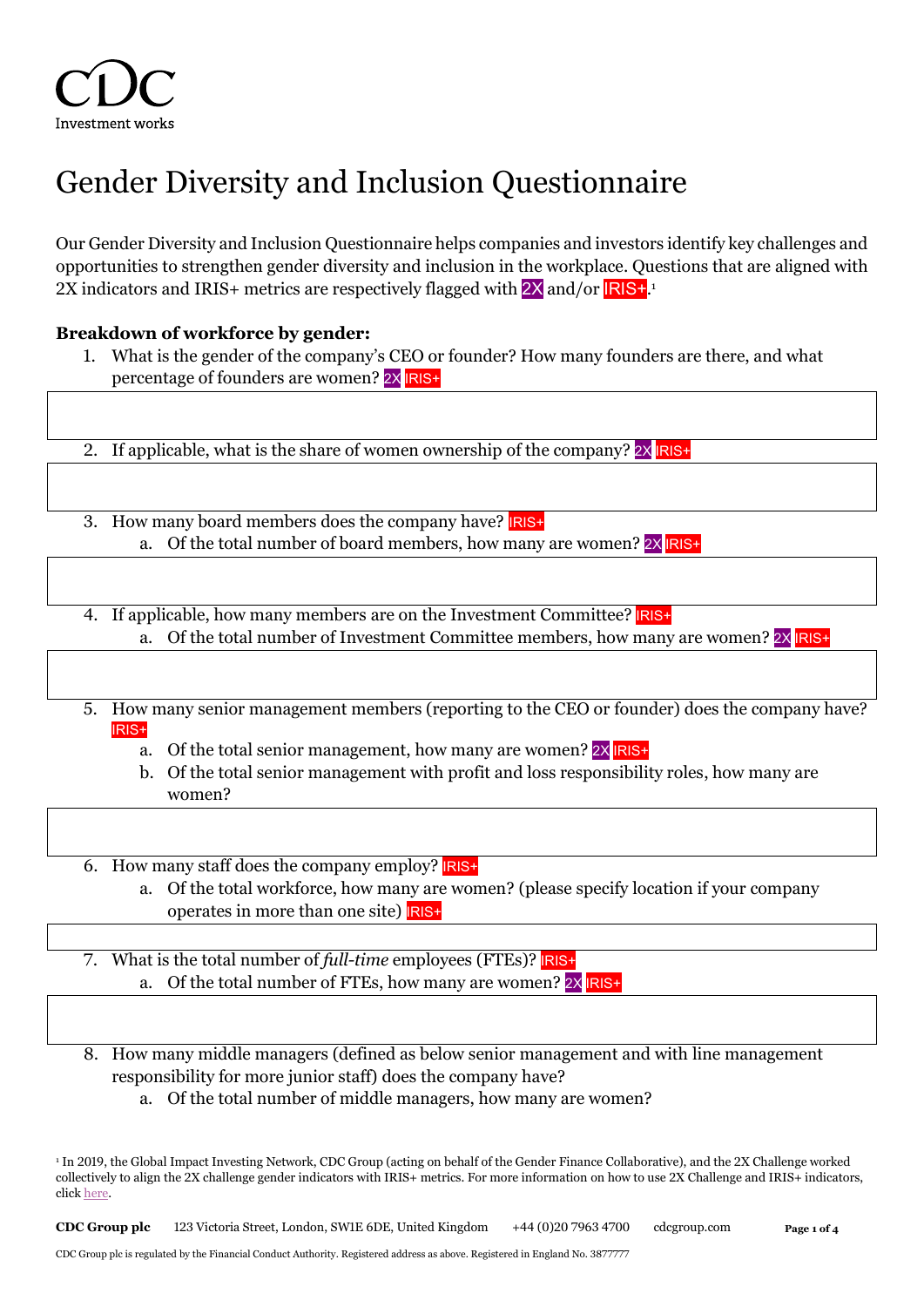CDC
Investment works

# Gender Diversity and Inclusion Questionnaire

Our Gender Diversity and Inclusion Questionnaire helps companies and investors identify key challenges and opportunities to strengthen gender diversity and inclusion in the workplace. Questions that are aligned with 2X indicators and IRIS+ metrics are respectively flagged with 2X and/or IRIS+.[1]

**Breakdown of workforce by gender:**

1. What is the gender of the company's CEO or founder? How many founders are there, and what percentage of founders are women? 2X IRIS+

2. If applicable, what is the share of women ownership of the company? 2X IRIS+

3. How many board members does the company have? IRIS+
   a. Of the total number of board members, how many are women? 2X IRIS+

4. If applicable, how many members are on the Investment Committee? IRIS+
   a. Of the total number of Investment Committee members, how many are women? 2X IRIS+

5. How many senior management members (reporting to the CEO or founder) does the company have? IRIS+
   a. Of the total senior management, how many are women? 2X IRIS+
   b. Of the total senior management with profit and loss responsibility roles, how many are women?

6. How many staff does the company employ? IRIS+
   a. Of the total workforce, how many are women? (please specify location if your company operates in more than one site) IRIS+

7. What is the total number of *full-time* employees (FTEs)? IRIS+
   a. Of the total number of FTEs, how many are women? 2X IRIS+

8. How many middle managers (defined as below senior management and with line management responsibility for more junior staff) does the company have?
   a. Of the total number of middle managers, how many are women?

[1] In 2019, the Global Impact Investing Network, CDC Group (acting on behalf of the Gender Finance Collaborative), and the 2X Challenge worked collectively to align the 2X challenge gender indicators with IRIS+ metrics. For more information on how to use 2X Challenge and IRIS+ indicators, click here.

**CDC Group plc** 123 Victoria Street, London, SW1E 6DE, United Kingdom +44 (0)20 7963 4700 cdcgroup.com

CDC Group plc is regulated by the Financial Conduct Authority. Registered address as above. Registered in England No. 3877777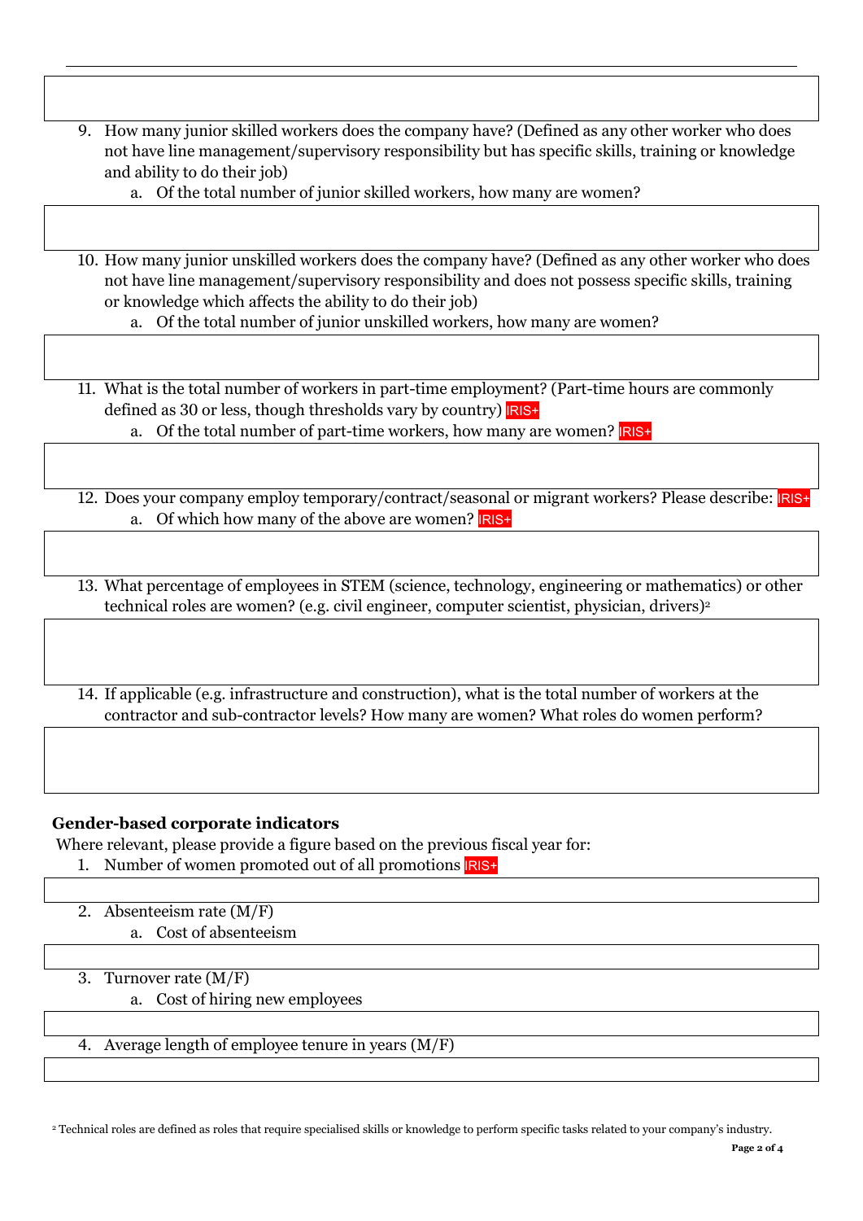9. How many junior skilled workers does the company have? (Defined as any other worker who does not have line management/supervisory responsibility but has specific skills, training or knowledge and ability to do their job)
    a. Of the total number of junior skilled workers, how many are women?

10. How many junior unskilled workers does the company have? (Defined as any other worker who does not have line management/supervisory responsibility and does not possess specific skills, training or knowledge which affects the ability to do their job)
    a. Of the total number of junior unskilled workers, how many are women?

11. What is the total number of workers in part-time employment? (Part-time hours are commonly defined as 30 or less, though thresholds vary by country) IRIS+
    a. Of the total number of part-time workers, how many are women? IRIS+

12. Does your company employ temporary/contract/seasonal or migrant workers? Please describe: IRIS+
    a. Of which how many of the above are women? IRIS+

13. What percentage of employees in STEM (science, technology, engineering or mathematics) or other technical roles are women? (e.g. civil engineer, computer scientist, physician, drivers)[2]

14. If applicable (e.g. infrastructure and construction), what is the total number of workers at the contractor and sub-contractor levels? How many are women? What roles do women perform?

**Gender-based corporate indicators**

Where relevant, please provide a figure based on the previous fiscal year for:

1. Number of women promoted out of all promotions IRIS+

2. Absenteeism rate (M/F)
    a. Cost of absenteeism

3. Turnover rate (M/F)
    a. Cost of hiring new employees

4. Average length of employee tenure in years (M/F)

[2] Technical roles are defined as roles that require specialised skills or knowledge to perform specific tasks related to your company's industry.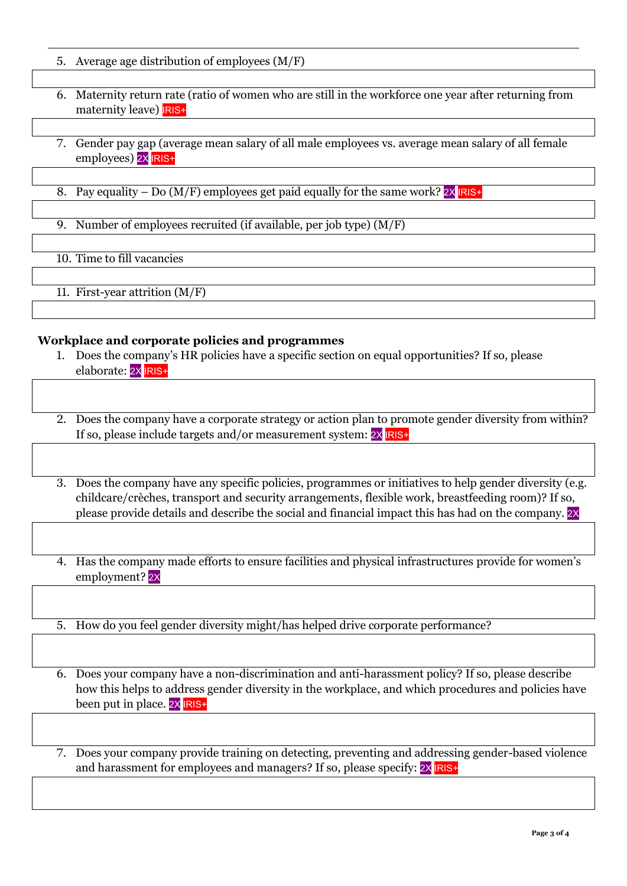5. Average age distribution of employees (M/F)

6. Maternity return rate (ratio of women who are still in the workforce one year after returning from maternity leave) IRIS+

7. Gender pay gap (average mean salary of all male employees vs. average mean salary of all female employees) 2X IRIS+

8. Pay equality – Do (M/F) employees get paid equally for the same work? 2X IRIS+

9. Number of employees recruited (if available, per job type) (M/F)

10. Time to fill vacancies

11. First-year attrition (M/F)

**Workplace and corporate policies and programmes**

1. Does the company's HR policies have a specific section on equal opportunities? If so, please elaborate: 2X IRIS+

2. Does the company have a corporate strategy or action plan to promote gender diversity from within? If so, please include targets and/or measurement system: 2X IRIS+

3. Does the company have any specific policies, programmes or initiatives to help gender diversity (e.g. childcare/crèches, transport and security arrangements, flexible work, breastfeeding room)? If so, please provide details and describe the social and financial impact this has had on the company. 2X

4. Has the company made efforts to ensure facilities and physical infrastructures provide for women's employment? 2X

5. How do you feel gender diversity might/has helped drive corporate performance?

6. Does your company have a non-discrimination and anti-harassment policy? If so, please describe how this helps to address gender diversity in the workplace, and which procedures and policies have been put in place. 2X IRIS+

7. Does your company provide training on detecting, preventing and addressing gender-based violence and harassment for employees and managers? If so, please specify: 2X IRIS+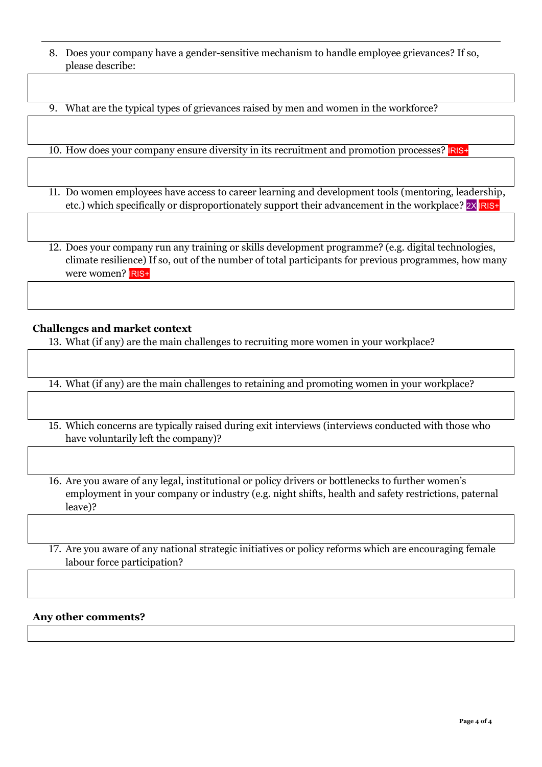8. Does your company have a gender-sensitive mechanism to handle employee grievances? If so, please describe:

9. What are the typical types of grievances raised by men and women in the workforce?

10. How does your company ensure diversity in its recruitment and promotion processes? IRIS+

11. Do women employees have access to career learning and development tools (mentoring, leadership, etc.) which specifically or disproportionately support their advancement in the workplace? 2X IRIS+

12. Does your company run any training or skills development programme? (e.g. digital technologies, climate resilience) If so, out of the number of total participants for previous programmes, how many were women? IRIS+

### Challenges and market context

13. What (if any) are the main challenges to recruiting more women in your workplace?

14. What (if any) are the main challenges to retaining and promoting women in your workplace?

15. Which concerns are typically raised during exit interviews (interviews conducted with those who have voluntarily left the company)?

16. Are you aware of any legal, institutional or policy drivers or bottlenecks to further women's employment in your company or industry (e.g. night shifts, health and safety restrictions, paternal leave)?

17. Are you aware of any national strategic initiatives or policy reforms which are encouraging female labour force participation?

### Any other comments?